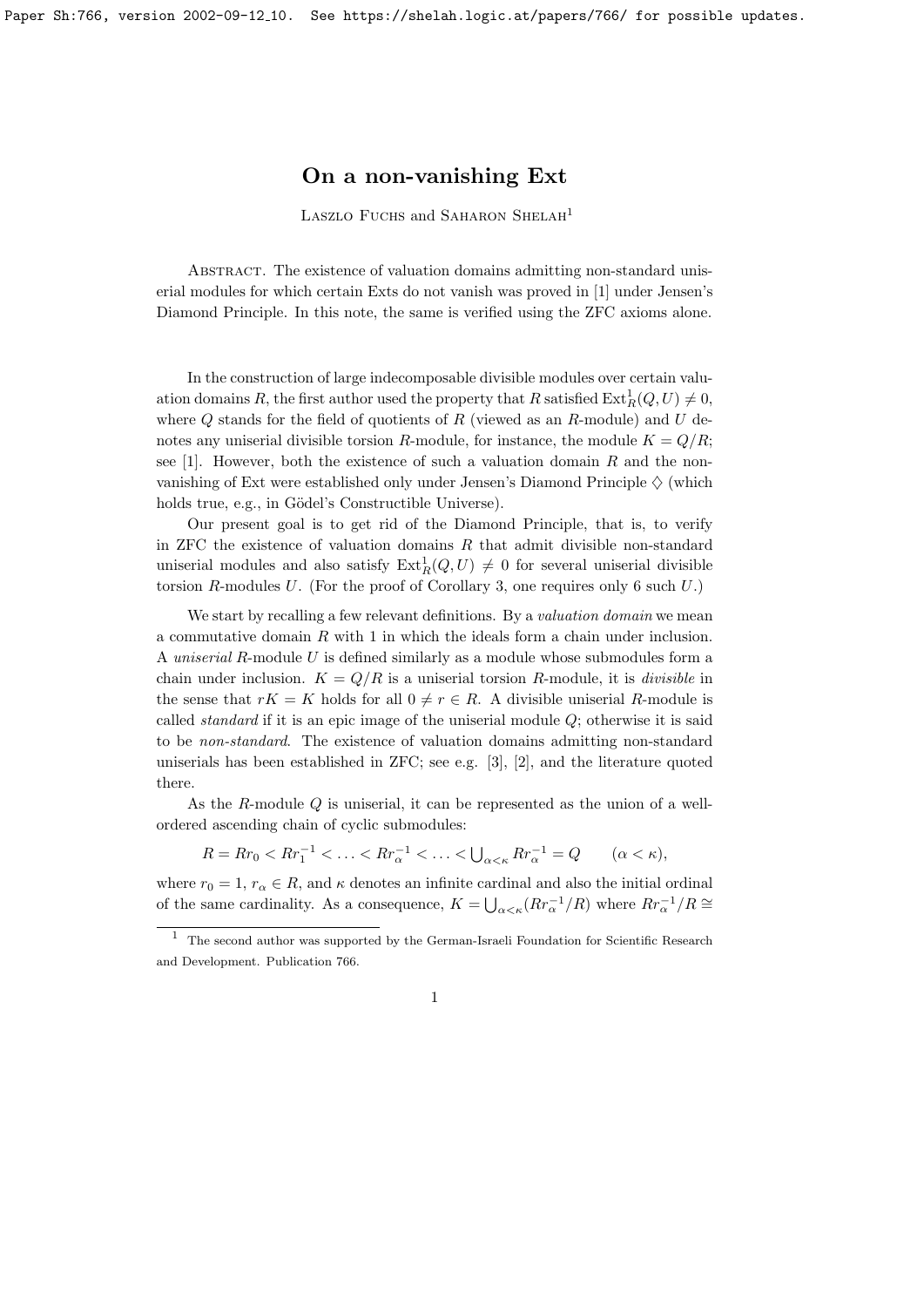# On a non-vanishing Ext

Laszlo Fuchs and Saharon Shelah[1]

Abstract. The existence of valuation domains admitting non-standard uniserial modules for which certain Exts do not vanish was proved in [1] under Jensen's Diamond Principle. In this note, the same is verified using the ZFC axioms alone.

In the construction of large indecomposable divisible modules over certain valuation domains $R$, the first author used the property that $R$ satisfied $\mathrm{Ext}^1_R(Q, U) \neq 0$, where $Q$ stands for the field of quotients of $R$ (viewed as an $R$-module) and $U$ denotes any uniserial divisible torsion $R$-module, for instance, the module $K = Q/R$; see [1]. However, both the existence of such a valuation domain $R$ and the non-vanishing of Ext were established only under Jensen's Diamond Principle $\diamondsuit$ (which holds true, e.g., in Gödel's Constructible Universe).

Our present goal is to get rid of the Diamond Principle, that is, to verify in ZFC the existence of valuation domains $R$ that admit divisible non-standard uniserial modules and also satisfy $\mathrm{Ext}^1_R(Q, U) \neq 0$ for several uniserial divisible torsion $R$-modules $U$. (For the proof of Corollary 3, one requires only 6 such $U$.)

We start by recalling a few relevant definitions. By a *valuation domain* we mean a commutative domain $R$ with 1 in which the ideals form a chain under inclusion. A *uniserial* $R$-module $U$ is defined similarly as a module whose submodules form a chain under inclusion. $K = Q/R$ is a uniserial torsion $R$-module, it is *divisible* in the sense that $rK = K$ holds for all $0 \neq r \in R$. A divisible uniserial $R$-module is called *standard* if it is an epic image of the uniserial module $Q$; otherwise it is said to be *non-standard*. The existence of valuation domains admitting non-standard uniserials has been established in ZFC; see e.g. [3], [2], and the literature quoted there.

As the $R$-module $Q$ is uniserial, it can be represented as the union of a well-ordered ascending chain of cyclic submodules:

$$R = Rr_0 < Rr_1^{-1} < \ldots < Rr_\alpha^{-1} < \ldots < \bigcup_{\alpha<\kappa} Rr_\alpha^{-1} = Q \qquad (\alpha < \kappa),$$

where $r_0 = 1$, $r_\alpha \in R$, and $\kappa$ denotes an infinite cardinal and also the initial ordinal of the same cardinality. As a consequence, $K = \bigcup_{\alpha<\kappa}(Rr_\alpha^{-1}/R)$ where $Rr_\alpha^{-1}/R \cong$

[1] The second author was supported by the German-Israeli Foundation for Scientific Research and Development. Publication 766.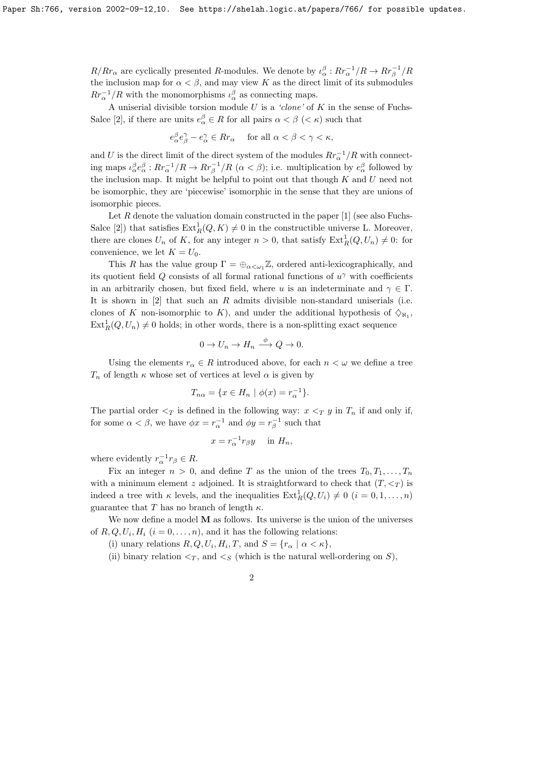$R/Rr_\alpha$ are cyclically presented $R$-modules. We denote by $\iota_\alpha^\beta : Rr_\alpha^{-1}/R \to Rr_\beta^{-1}/R$ the inclusion map for $\alpha < \beta$, and may view $K$ as the direct limit of its submodules $Rr_\alpha^{-1}/R$ with the monomorphisms $\iota_\alpha^\beta$ as connecting maps.

A uniserial divisible torsion module $U$ is a *'clone'* of $K$ in the sense of Fuchs-Salce [2], if there are units $e_\alpha^\beta \in R$ for all pairs $\alpha < \beta$ $(< \kappa)$ such that

$$e_\alpha^\beta e_\beta^\gamma - e_\alpha^\gamma \in Rr_\alpha \quad \text{for all } \alpha < \beta < \gamma < \kappa,$$

and $U$ is the direct limit of the direct system of the modules $Rr_\alpha^{-1}/R$ with connecting maps $\iota_\alpha^\beta e_\alpha^\beta : Rr_\alpha^{-1}/R \to Rr_\beta^{-1}/R$ $(\alpha < \beta)$; i.e. multiplication by $e_\alpha^\beta$ followed by the inclusion map. It might be helpful to point out that though $K$ and $U$ need not be isomorphic, they are 'piecewise' isomorphic in the sense that they are unions of isomorphic pieces.

Let $R$ denote the valuation domain constructed in the paper [1] (see also Fuchs-Salce [2]) that satisfies $\operatorname{Ext}_R^1(Q, K) \neq 0$ in the constructible universe L. Moreover, there are clones $U_n$ of $K$, for any integer $n > 0$, that satisfy $\operatorname{Ext}_R^1(Q, U_n) \neq 0$: for convenience, we let $K = U_0$.

This $R$ has the value group $\Gamma = \oplus_{\alpha < \omega_1} \mathbb{Z}$, ordered anti-lexicographically, and its quotient field $Q$ consists of all formal rational functions of $u^\gamma$ with coefficients in an arbitrarily chosen, but fixed field, where $u$ is an indeterminate and $\gamma \in \Gamma$. It is shown in [2] that such an $R$ admits divisible non-standard uniserials (i.e. clones of $K$ non-isomorphic to $K$), and under the additional hypothesis of $\diamondsuit_{\aleph_1}$, $\operatorname{Ext}_R^1(Q, U_n) \neq 0$ holds; in other words, there is a non-splitting exact sequence

$$0 \to U_n \to H_n \xrightarrow{\phi} Q \to 0.$$

Using the elements $r_\alpha \in R$ introduced above, for each $n < \omega$ we define a tree $T_n$ of length $\kappa$ whose set of vertices at level $\alpha$ is given by

$$T_{n\alpha} = \{x \in H_n \mid \phi(x) = r_\alpha^{-1}\}.$$

The partial order $<_T$ is defined in the following way: $x <_T y$ in $T_n$ if and only if, for some $\alpha < \beta$, we have $\phi x = r_\alpha^{-1}$ and $\phi y = r_\beta^{-1}$ such that

$$x = r_\alpha^{-1} r_\beta y \quad \text{in } H_n,$$

where evidently $r_\alpha^{-1} r_\beta \in R$.

Fix an integer $n > 0$, and define $T$ as the union of the trees $T_0, T_1, \ldots, T_n$ with a minimum element $z$ adjoined. It is straightforward to check that $(T, <_T)$ is indeed a tree with $\kappa$ levels, and the inequalities $\operatorname{Ext}_R^1(Q, U_i) \neq 0$ $(i = 0, 1, \ldots, n)$ guarantee that $T$ has no branch of length $\kappa$.

We now define a model $\mathbf{M}$ as follows. Its universe is the union of the universes of $R, Q, U_i, H_i$ $(i = 0, \ldots, n)$, and it has the following relations:

(i) unary relations $R, Q, U_i, H_i, T$, and $S = \{r_\alpha \mid \alpha < \kappa\}$,

(ii) binary relation $<_T$, and $<_S$ (which is the natural well-ordering on $S$),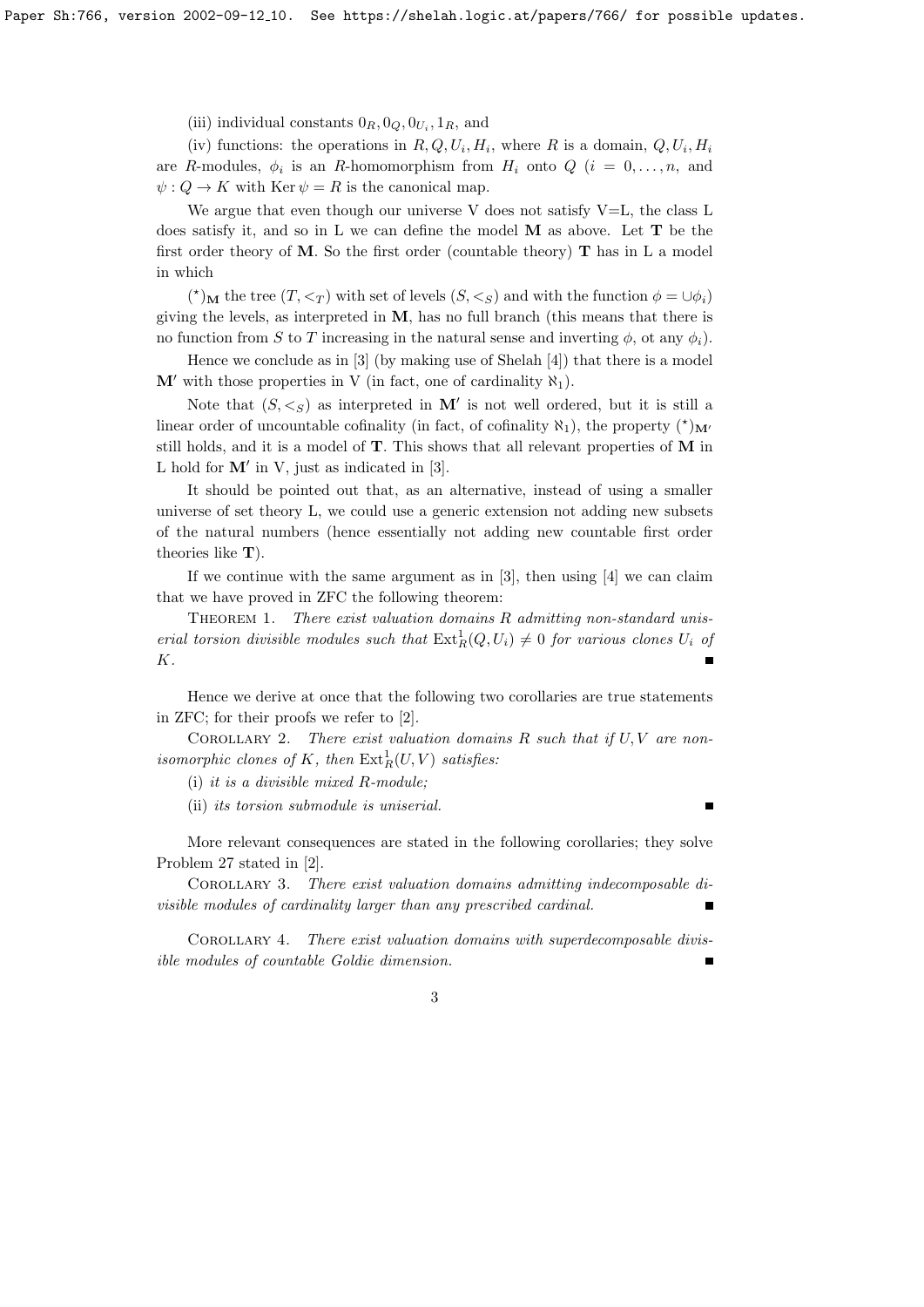(iii) individual constants $0_R, 0_Q, 0_{U_i}, 1_R$, and

(iv) functions: the operations in $R, Q, U_i, H_i$, where $R$ is a domain, $Q, U_i, H_i$ are $R$-modules, $\phi_i$ is an $R$-homomorphism from $H_i$ onto $Q$ ($i = 0, \dots, n$, and $\psi : Q \to K$ with $\operatorname{Ker} \psi = R$ is the canonical map.

We argue that even though our universe V does not satisfy V=L, the class L does satisfy it, and so in L we can define the model $\mathbf{M}$ as above. Let $\mathbf{T}$ be the first order theory of $\mathbf{M}$. So the first order (countable theory) $\mathbf{T}$ has in L a model in which

$(^\star)_{\mathbf{M}}$ the tree $(T, <_T)$ with set of levels $(S, <_S)$ and with the function $\phi = \cup \phi_i$) giving the levels, as interpreted in $\mathbf{M}$, has no full branch (this means that there is no function from $S$ to $T$ increasing in the natural sense and inverting $\phi$, ot any $\phi_i$).

Hence we conclude as in [3] (by making use of Shelah [4]) that there is a model $\mathbf{M}'$ with those properties in V (in fact, one of cardinality $\aleph_1$).

Note that $(S, <_S)$ as interpreted in $\mathbf{M}'$ is not well ordered, but it is still a linear order of uncountable cofinality (in fact, of cofinality $\aleph_1$), the property $(^\star)_{\mathbf{M}'}$ still holds, and it is a model of $\mathbf{T}$. This shows that all relevant properties of $\mathbf{M}$ in L hold for $\mathbf{M}'$ in V, just as indicated in [3].

It should be pointed out that, as an alternative, instead of using a smaller universe of set theory L, we could use a generic extension not adding new subsets of the natural numbers (hence essentially not adding new countable first order theories like $\mathbf{T}$).

If we continue with the same argument as in [3], then using [4] we can claim that we have proved in ZFC the following theorem:

Theorem 1. *There exist valuation domains $R$ admitting non-standard uniserial torsion divisible modules such that $\operatorname{Ext}^1_R(Q, U_i) \neq 0$ for various clones $U_i$ of $K$.* ∎

Hence we derive at once that the following two corollaries are true statements in ZFC; for their proofs we refer to [2].

Corollary 2. *There exist valuation domains $R$ such that if $U, V$ are non-isomorphic clones of $K$, then $\operatorname{Ext}^1_R(U, V)$ satisfies:*

(i) *it is a divisible mixed $R$-module;*

(ii) *its torsion submodule is uniserial.* ∎

More relevant consequences are stated in the following corollaries; they solve Problem 27 stated in [2].

Corollary 3. *There exist valuation domains admitting indecomposable divisible modules of cardinality larger than any prescribed cardinal.* ∎

Corollary 4. *There exist valuation domains with superdecomposable divisible modules of countable Goldie dimension.* ∎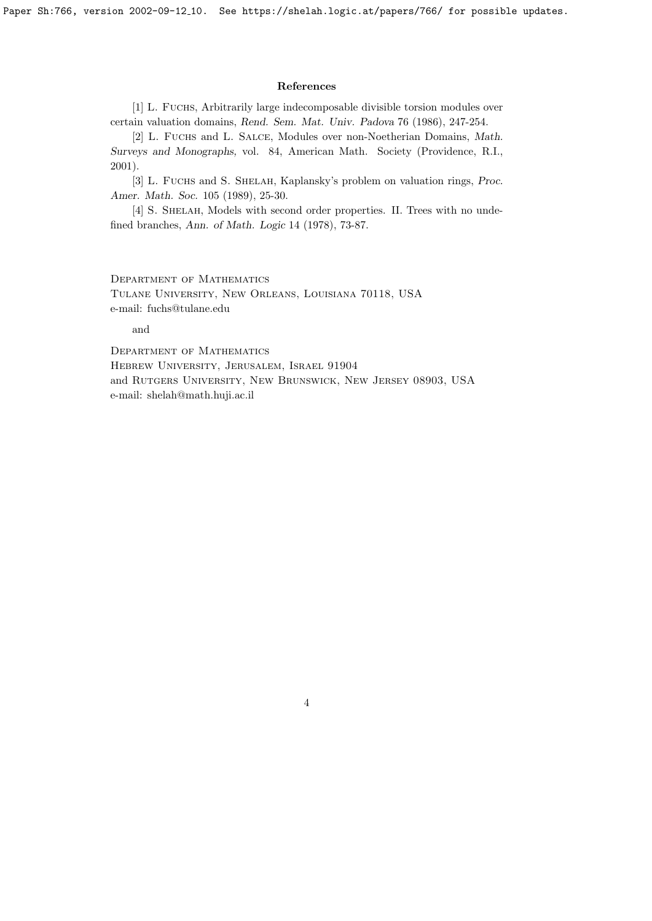**References**

[1] L. Fuchs, Arbitrarily large indecomposable divisible torsion modules over certain valuation domains, *Rend. Sem. Mat. Univ. Padova* 76 (1986), 247-254.

[2] L. Fuchs and L. Salce, Modules over non-Noetherian Domains, *Math. Surveys and Monographs*, vol. 84, American Math. Society (Providence, R.I., 2001).

[3] L. Fuchs and S. Shelah, Kaplansky's problem on valuation rings, *Proc. Amer. Math. Soc.* 105 (1989), 25-30.

[4] S. Shelah, Models with second order properties. II. Trees with no undefined branches, *Ann. of Math. Logic* 14 (1978), 73-87.

Department of Mathematics
Tulane University, New Orleans, Louisiana 70118, USA
e-mail: fuchs@tulane.edu

and

Department of Mathematics
Hebrew University, Jerusalem, Israel 91904
and Rutgers University, New Brunswick, New Jersey 08903, USA
e-mail: shelah@math.huji.ac.il